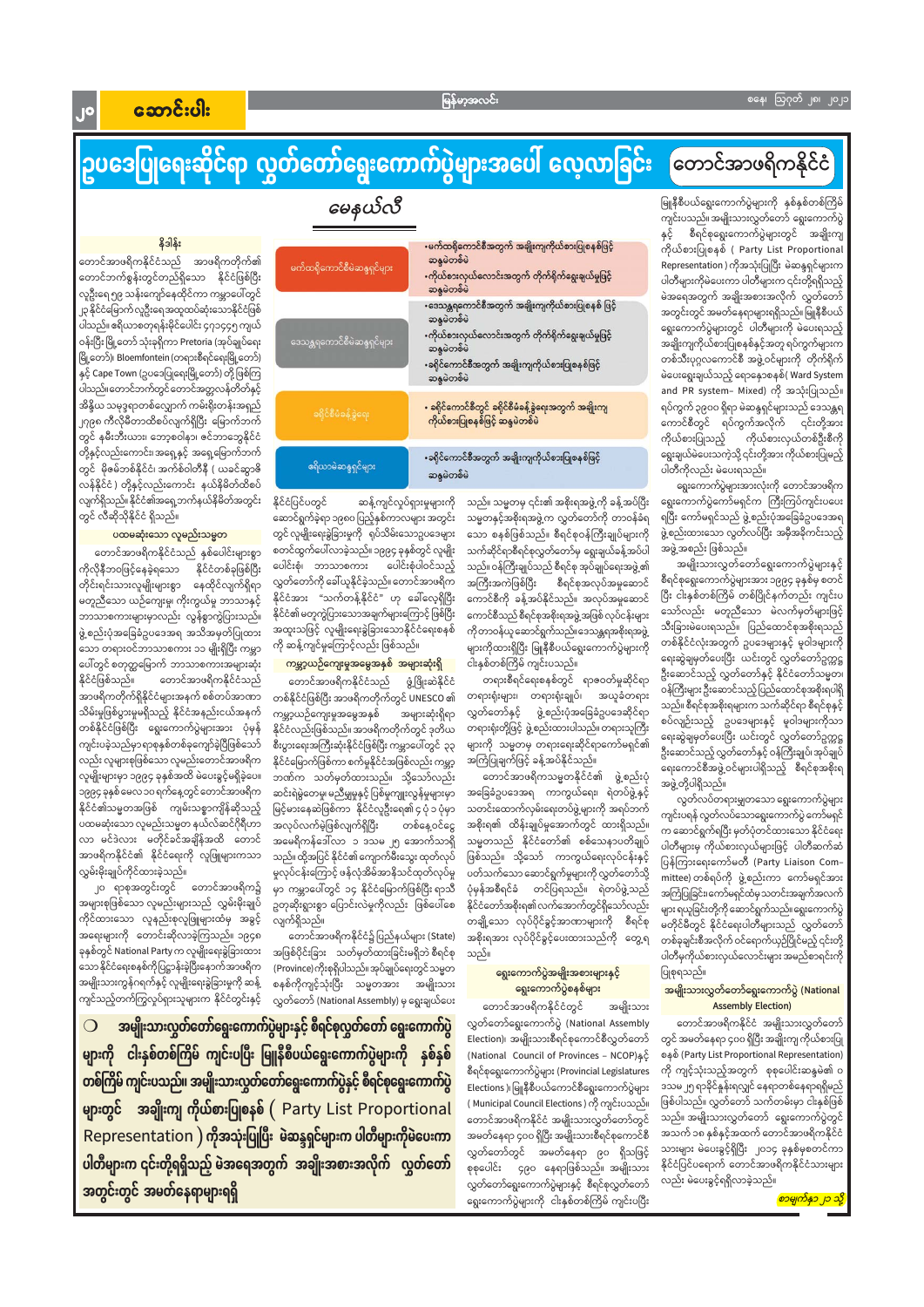# ဥပဒေပြုရေးဆိုင်ရာ လွှတ်တော်ရွေးကောက်ပွဲများအပေါ် လေ့လာခြင်း

## တောင်အာဖရိကနိုင်ငံ

**မေနယ်လီ**

### နိဒါန်း

တောင်အာဖရိကနိုင်ငံသည် အာဖရိကတိုက်၏ တောင်ဘက်စွန်းတွင်တည်ရှိသော နိုင်ငံဖြစ်ပြီး လူဦးရေ ၅၉ သန်းကျော်နေထိုင်ကာ ကမ္ဘာပေါ်တွင် ၂၄ နိုင်ငံမြောက် လူဦးရေအထူထပ်ဆုံးသောနိုင်ငံဖြစ်ပါသည်။ ဧရိယာစတုရန်းမိုင်ပေါင်း ၄၇၁၄၄၅ ကျယ်ဝန်းပြီး မြို့တော် သုံးခုရှိကာ Pretoria (အုပ်ချုပ်ရေးမြို့တော်)၊ Bloemfontein (တရားစီရင်ရေးမြို့တော်) နှင့် Cape Town (ဥပဒေပြုရေးမြို့တော်) တို့ဖြစ်ကြပါသည်။ တောင်ဘက်တွင် တောင်အတ္တလန္တိတ်နှင့် အိန္ဒိယ သမုဒ္ဒရာတစ်လျှောက် ကမ်းရိုးတန်းအရှည် ၂၇၉၈ ကီလိုမီတာထိစပ်လျက်ရှိပြီး မြောက်ဘက်တွင် နမီးဘီးယား၊ ဘော့စဝါနာ၊ ဇင်ဘာဘွေနိုင်ငံတို့နှင့်လည်းကောင်း၊ အရှေ့နှင့် အရှေ့မြောက်ဘက်တွင် မိုဇမ်ဘစ်နိုင်ငံ၊ အက်စ်ဝါတီနီ ( ယခင်ဆွာဇီလန်နိုင်ငံ ) တို့နှင့်လည်းကောင်း နယ်နိမိတ်ထိစပ်လျက်ရှိသည်။ နိုင်ငံ၏အရှေ့ဘက်နယ်နိမိတ်အတွင်းတွင် လီဆိုသိုနိုင်ငံ ရှိသည်။

### ပထမဆုံးသော လူမည်းသမ္မတ

တောင်အာဖရိကနိုင်ငံသည် နှစ်ပေါင်းများစွာကိုလိုနီဘဝဖြင့်နေခဲ့ရသော နိုင်ငံတစ်ခုဖြစ်ပြီး တိုင်းရင်းသားလူမျိုးများစွာ နေထိုင်လျက်ရှိကာ မတူညီသော ယဉ်ကျေးမှု၊ ကိုးကွယ်မှု ဘာသာနှင့် ဘာသာစကားများမှာလည်း လွန်စွာကွဲပြားသည်။ ဖွဲ့စည်းပုံအခြေခံဥပဒေအရ အသိအမှတ်ပြုထားသော တရားဝင်ဘာသာစကား ၁၁ မျိုးရှိပြီး ကမ္ဘာပေါ်တွင် စတုတ္ထမြောက် ဘာသာစကားအများဆုံးနိုင်ငံဖြစ်သည်။ တောင်အာဖရိကနိုင်ငံသည် အာဖရိကတိုက်ရှိနိုင်ငံများအနက် စစ်တပ်အာဏာသိမ်းမှုဖြစ်ပွားမှုမရှိသည့် နိုင်ငံအနည်းငယ်အနက် တစ်နိုင်ငံဖြစ်ပြီး ရွေးကောက်ပွဲများအား ပုံမှန်ကျင်းပခဲ့သည့်မှာရာစုနှစ်တစ်ခုကျော်ခဲ့ပြီဖြစ်သော်လည်း လူများစုဖြစ်သော လူမည်းတောင်အာဖရိကလူမျိုးများမှာ ၁၉၉၄ ခုနှစ်အထိ မဲပေးခွင့်မရှိခဲ့ပေ။ ၁၉၉၄ ခုနှစ်မေလ ၁၀ ရက်နေ့တွင် တောင်အာဖရိကနိုင်ငံ၏သမ္မတအဖြစ် ကျမ်းသစ္စာကျိန်ဆိုသည့် ပထမဆုံးသော လူမည်းသမ္မတ နယ်လ်ဆင်မန်ဒဲလားမှာ မင်းသားမျိုးရိုးဆင်းသက်ခဲ့သူဖြစ်ကာ ၁၉၄၈ ခုနှစ်မှ စတင်ကျင့်သုံးခဲ့သော အသားအရောင်ခွဲခြားမှုစနစ် (Apartheid) အား ဆန့်ကျင်တော်လှန်ခဲ့ခြင်းကြောင့် ထောင်ဒဏ်နှစ်ရှည် ချမှတ်ခံခဲ့ရသည်။

၂၀ ရာစုအစောပိုင်းတွင် တောင်အာဖရိကနှင့် အမျိုးစုဖြစ်သော လူမည်းများသည် လွှမ်းမိုးချုပ်ကိုင်ထားသော လူနည်းစုလူဖြူများထံမှ အခွင့်အရေးများကို တောင်းဆိုလာခဲ့ကြသည်။ ၁၉၄၈ ခုနှစ်တွင် National Party က လူဖြူရေးခွဲခြားထားသော နိုင်ငံရေးစနစ်ကို ပြဋ္ဌာန်းခဲ့ပြီးနောက် အာဖရိကအမျိုးသားကွန်ဂရက်နှင့် လူဖြူရေးခွဲခြားမှုကို ဆန့်ကျင်သည့်တက်ကြွလှုပ်ရှားသူများက နိုင်ငံတွင်းနှင့်နိုင်ငံပြင်ပတွင် ဆန့်ကျင်လှုပ်ရှားမှုများကို ဆောင်ရွက်ခဲ့ရာ ၁၉၈၀ ပြည့်နှစ်ကာလများအတွင်း လူဖြူရေးခွဲခြားမှုကို ရုပ်သိမ်းသောဥပဒေများ စတင်ထွက်ပေါ်လာခဲ့သည်။ ၁၉၉၄ ခုနှစ်တွင် လူဖြူ ပေါင်းစုံ၊ ဘာသာစကား ပေါင်းစုံပါဝင်သည့် လွှတ်တော်ကို ဒေါ်ယူနိုင်ခဲ့သည်။ တောင်အာဖရိကနိုင်ငံအား "သက်တန့်နိုင်ငံ" ဟု ခေါ်လေ့ရှိပြီး နိုင်ငံ၏ မတူကွဲပြားသောအချက်များကြောင့် ဖြစ်ပြီး အထူးသဖြင့် လူမျိုးရေးခွဲခြားသောနိုင်ငံရေးစနစ်ကို ဆန့်ကျင်မှုကြောင့်လည်း ဖြစ်သည်။

### ကမ္ဘာ့ယဉ်ကျေးမှုအမွေအနှစ် အများဆုံးရှိ

တောင်အာဖရိကနိုင်ငံသည် ဖွံ့ဖြိုးဆဲနိုင်ငံတစ်နိုင်ငံဖြစ်ပြီး အာဖရိကတိုက်တွင် UNESCO ၏ ကမ္ဘာ့ယဉ်ကျေးမှုအမွေအနှစ် အများဆုံးရှိရာ နိုင်ငံလည်းဖြစ်သည်။ အာဖရိကတိုက်တွင် ဒုတိယ စီးပွားရေးအကြီးဆုံးနိုင်ငံဖြစ်ပြီး ကမ္ဘာပေါ်တွင် ၃၃ နိုင်ငံမြောက်ဖြစ်ကာ စက်မှုနိုင်ငံအဖြစ်လည်း ကမ္ဘာ့ဘဏ်၏ သတ်မှတ်ထားသည်။ သို့သော်လည်း ဆင်းရဲမွဲတေမှု၊ မညီမျှမှုနှင့် ပြစ်မှုကျူးလွန်မှုများမှာ မြင့်မားနေဆဲဖြစ်ကာ နိုင်ငံလူဦးရေ၏ ၄ ပုံ ၁ ပုံမှ အလုပ်လက်မဲ့ဖြစ်လျက်ရှိပြီး တစ်နေ့ဝင်ငွေ အမေရိကန်ဒေါ်လာ ၁ ဒသမ ၂၅ အောက်သာရှိသည်။ ထို့အပြင် နိုင်ငံ၏ ကျောက်မီးသွေး ထုတ်လုပ်မှုလုပ်ငန်းကြောင့် ဖန်လုံအိမ်အာနိသင်ထုတ်လုပ်မှု မှာ ကမ္ဘာ့ပေါ်တွင် ၁၄ နိုင်ငံမြောက်ဖြစ်ပြီး ရာသီဥတုဆိုးရွားစွာ ပြောင်းလဲမှုကိုလည်း ဖြစ်ပေါ်စေလျက်ရှိသည်။

တောင်အာဖရိကနိုင်ငံ၌ ပြည်နယ်များ (State) အဖြစ်ပိုင်းခြား သတ်မှတ်ထားခြင်းမရှိဘဲ စီရင်စု (Province) ကိုးခုရှိပါသည်။ အုပ်ချုပ်ရေးတွင် သမ္မတစနစ်ကိုကျင့်သုံးပြီး သမ္မတအား အမျိုးသားလွှတ်တော် (National Assembly) မှ ရွေးချယ်ပေးသည်။ သမ္မတမှ ၎င်း၏ အစိုးရအဖွဲ့ကို ခန့်အပ်ပြီး သမ္မတနှင့်အစိုးရအဖွဲ့က လွှတ်တော်ကို တာဝန်ခံရသော စနစ်ဖြစ်သည်။ စီရင်စုဝန်ကြီးချုပ်များကို သက်ဆိုင်ရာစီရင်စုလွှတ်တော်မှ ရွေးချယ်ခန့်အပ်ပါသည်။ ဝန်ကြီးချုပ်သည် စီရင်စု အုပ်ချုပ်ရေးအဖွဲ့၏ အကြီးအကဲဖြစ်ပြီး စီရင်စုအလုပ်အမှုဆောင်ကောင်စီကို ခန့်အပ်နိုင်သည်။ အလုပ်အမှုဆောင်ကောင်စီသည် စီရင်စုအစိုးရအဖွဲ့အဖြစ် လုပ်ငန်းများကို တာဝန်ယူဆောင်ရွက်သည်။ဒေသန္တရအစိုးရအဖွဲ့များကုိထားရှိပြီး မြူနီစီပယ်ရွေးကောက်ပွဲကို ငါးနှစ်တစ်ကြိမ် ကျင်းပသည်။

တရားစီရင်ရေးစနစ်တွင် ရာဇဝတ်မှုဆိုင်ရာ တရားရုံးများ၊ တရားရုံးချုပ်၊ အယူခံတရားရုံးတို့ဖြင့် ဖွဲ့စည်းထားပါသည်။ တရားသူကြီးများကို သမ္မတမှ တရားရေးဆိုင်ရာကော်မရှင်၏ အကြံပြုချက်ဖြင့် ခန့်အပ်နိုင်သည်။

တောင်အာဖရိကသမ္မတနိုင်ငံ၏ ဖွဲ့စည်းပုံအခြေခံဥပဒေအရ ကာကွယ်ရေး၊ ရဲတပ်ဖွဲ့နှင့် သတင်းထောက်လှမ်းရေးတပ်ဖွဲ့များကို အရပ်ဘက် အစိုးရ၏ ထိန်းချုပ်မှုအောက်တွင် ထားရှိသည်။ သမ္မတသည် နိုင်ငံတော်၏ စစ်သေနာပတိချုပ်ဖြစ်သည်။ သို့သော် ကာကွယ်ရေးလုပ်ငန်းများ ပုံမှန်အစီရင်ခံ တင်ပြရသည်။ ရဲတပ်ဖွဲ့သည် နိုင်ငံတော်အစိုးရ၏ လက်အောက်တွင်ရှိသော်လည်း တချို့သော လုပ်ပိုင်ခွင့်အာဏာများကို စီရင်စုအစိုးရအား လုပ်ပိုင်ခွင့်ပေးထားသည်ကို တွေ့ရသည်။

### ရွေးကောက်ပွဲအမျိုးအစားများနှင့် ရွေးကောက်ပွဲစနစ်များ

တောင်အာဖရိကနိုင်ငံတွင် အမျိုးသားလွှတ်တော်ရွေးကောက်ပွဲ (National Assembly Election)၊ အမျိုးသားစီရင်စုကောင်စီလွှတ်တော် (National Council of Provinces – NCOP)နှင့် စီရင်စုရွေးကောက်ပွဲများ (Provincial Legislatures Elections)၊ မြူနီစီပယ်ကောင်စီရွေးကောက်ပွဲများ ( Municipal Council Elections ) ကို ကျင်းပသည်။ တောင်အာဖရိကနိုင်ငံ အမျိုးသားလွှတ်တော်တွင် အမတ်နေရာ ၄၀၀ ရှိပြီး အမျိုးသားစီရင်စုကောင်စီလွှတ်တော်တွင် အမတ်နေရာ ၉၀ ရှိသဖြင့် စုစုပေါင်း ၄၉၀ နေရာဖြစ်သည်။ အမျိုးသားလွှတ်တော်ရွေးကောက်ပွဲများနှင့် စီရင်စုလွှတ်တော်ရွေးကောက်ပွဲများကို ငါးနှစ်တစ်ကြိမ် ကျင်းပပြီး မြူနီစီပယ်ရွေးကောက်ပွဲများကို နှစ်နှစ်တစ်ကြိမ် ကျင်းပသည်။ အမျိုးသားလွှတ်တော်ရွေးကောက်ပွဲနှင့် စီရင်စုရွေးကောက်ပွဲများတွင် အချိုးကျ ကိုယ်စားပြုစနစ် ( Party List Proportional Representation ) ကိုအသုံးပြုပြီး မဲဆန္ဒရှင်များက ပါတီများကိုမဲပေးကာ ပါတီများက ၎င်းတို့ရရှိသည့် မဲအရေအတွက် အချိုးအစားအလိုက် လွှတ်တော်အတွင်းတွင် အမတ်နေရာများရရှိသည်။ မြူနီစီပယ်ရွေးကောက်ပွဲများတွင် ပါတီများကို မဲပေးရသည့်အပြင် အချိုးကျကိုယ်စားပြုစနစ်နှင့်အတူ ရပ်ကွက်များမှ တစ်သီးပုဂ္ဂလကောင်စီ အဖွဲ့ဝင်များကို တိုက်ရိုက်မဲပေးရွေးချယ်သည့် ရောနှောစနစ် ( Ward System and PR system– Mixed) ကို အသုံးပြုသည်။ ရပ်ကွက် ၃၉၀၀ ရှိရာ မဲဆန္ဒရှင်များသည် ဒေသန္တရကောင်စီတွင် ရပ်ကွက်အလိုက် ၎င်းတို့အား ကိုယ်စားပြုသည့် ကိုယ်စားလှယ်တစ်ဦးစီကို ရွေးချယ်မဲပေးသကဲ့သို့ ၎င်းတို့အား ကိုယ်စားပြုမည့် ပါတီကိုလည်း မဲပေးရသည်။

ရွေးကောက်ပွဲများအားလုံးကို တောင်အာဖရိကရွေးကောက်ပွဲကော်မရှင်က ကြီးကြပ်ကျင်းပပေးရပြီး ကော်မရှင်သည် ဖွဲ့စည်းပုံအခြေခံဥပဒေအရ ဖွဲ့စည်းထားသော လွတ်လပ်ပြီး အမှီအခိုကင်းသည့် အဖွဲ့အစည်း ဖြစ်သည်။

အမျိုးသားလွှတ်တော်ရွေးကောက်ပွဲများနှင့် စီရင်စုရွေးကောက်ပွဲများအား ၁၉၉၄ ခုနှစ်မှ စတင်ပြီး ငါးနှစ်တစ်ကြိမ် တစ်ပြိုင်နက်တည်း ကျင်းပသော်လည်း မတူညီသော မဲလက်မှတ်များဖြင့် သီးခြားမဲပေးရသည်။ ပြည်ထောင်စုအစိုးရသည် တစ်နိုင်ငံလုံးအတွက် ဥပဒေများနှင့် မူဝါဒများကို ရေးဆွဲချမှတ်ပေးပြီး ယင်းတွင် လွှတ်တော်ဥက္ကဋ္ဌ ဦးဆောင်သည့် လွှတ်တော်နှင့် နိုင်ငံတော်သမ္မတ၊ ဝန်ကြီးများ ဦးဆောင်သည့် ပြည်ထောင်စုအစိုးရဝန်ကြီးများ ပါဝင်သည်။ စီရင်စုအစိုးရများက သက်ဆိုင်ရာ စီရင်စုနှင့် စပ်လျဉ်းသည့် ဥပဒေများနှင့် မူဝါဒများကိုသာ ရေးဆွဲချမှတ်ပေးပြီး ယင်းတွင် လွှတ်တော်ဥက္ကဋ္ဌ ဦးဆောင်သည့် လွှတ်တော်နှင့် ဝန်ကြီးချုပ်၊ အုပ်ချုပ်ရေးကောင်စီအဖွဲ့ဝင်များပါရှိသည့် စီရင်စုအစိုးရအဖွဲ့ တို့ပါရှိသည်။

လွတ်လပ်ပြီး တရားမျှတသော ရွေးကောက်ပွဲများ ကျင်းပရန် လွတ်လပ်သောရွေးကောက်ပွဲကော်မရှင်က ဆောင်ရွက်ရပြီး မှတ်ပုံတင်ထားသော နိုင်ငံရေးပါတီများ ကိုယ်စားလှယ်များဖြင့် ပါတီဆက်ဆံပြုခြင်းရေးကော်မတီ (Party Liaison Committee) တစ်ရပ်ကို ဖွဲ့စည်းကာ ကော်မရှင်အကြံပြုခြင်းကော်မရှင်ထံမှ သတင်းအချက်အလက်များ ရယူခြင်းတို့ကို ဆောင်ရွက်သည်။ ရွေးကောက်ပွဲ မတိုင်မီတွင် နိုင်ငံရေးပါတီများသည် လွှတ်တော်တစ်ချင်းစီအလိုက် ဝင်ရောက်ယှဉ်ပြိုင်မည့် ၎င်းတို့ပါတီမှ ကိုယ်စားလှယ်လောင်းများ အမည်စာရင်းကို ပြုစုရသည်။

### အမျိုးသားလွှတ်တော်ရွေးကောက်ပွဲ (National Assembly Election)

တောင်အာဖရိကနိုင်ငံ အမျိုးသားလွှတ်တော်တွင် အမတ်နေရာ ၄၀၀ ရှိပြီး အချိုးကျ ကိုယ်စားပြုစနစ် (Party List Proportional Representation) ကို ကျင့်သုံးသည့်အတွက် စုစုပေါင်းဆန္ဒမဲ၏ ၀ ဒသမ ၂၅ ရာခိုင်နှုန်းရလျှင် နေရာတစ်နေရာရရှိမည် ဖြစ်ပါသည်။ လွှတ်တော် သက်တမ်းမှာ ငါးနှစ်ဖြစ်သည်။ အမျိုးသားလွှတ်တော် ရွေးကောက်ပွဲတွင် အသက် ၁၈ နှစ်နှင့်အထက် တောင်အာဖရိကနိုင်ငံသားများ မဲပေးခွင့်ရှိပြီး ၂၀၁၃ ခုနှစ်မှစတင်၍ နိုင်ငံပြင်ပရောက် တောင်အာဖရိကနိုင်ငံသားများလည်း မဲပေးခွင့်ရရှိလာခဲ့သည်။

*စာမျက်နှာ ၂၁ သို့*

| | |
|---|---|
| မက်ထရိုကောင်စီဆန္ဒရှင်များ | •မက်ထရိုကောင်စီအတွက် အချိုးကျကိုယ်စားပြုစနစ်ဖြင့် ဆန္ဒမဲတစ်မဲ<br>•ကိုယ်စားလှယ်လောင်းအတွက် တိုက်ရိုက်ရွေးချယ်မှုဖြင့် ဆန္ဒမဲတစ်မဲ |
| ဒေသန္တရကောင်စီဆန္ဒရှင်များ | •ဒေသန္တရကောင်စီအတွက် အချိုးကျကိုယ်စားပြုစနစ် ဖြင့် ဆန္ဒမဲတစ်မဲ<br>•ကိုယ်စားလှယ်လောင်းအတွက် တိုက်ရိုက်ရွေးချယ်မှုဖြင့် ဆန္ဒမဲတစ်မဲ<br>•ခရိုင်ကောင်စီအတွက် အချိုးကျကိုယ်စားပြုစနစ်ဖြင့် ဆန္ဒမဲတစ်မဲ |
| ခရိုင်စီမံခန့်ခွဲရေး | •ခရိုင်ကောင်စီတွင် ခရိုင်စီမံခန့်ခွဲရေးအတွက် အချိုးကျကိုယ်စားပြုစနစ်ဖြင့် ဆန္ဒမဲတစ်မဲ |
| ခရိုင်ဆန္ဒရှင်များ | •ခရိုင်ကောင်စီအတွက် အချိုးကျကိုယ်စားပြုစနစ်ဖြင့် ဆန္ဒမဲတစ်မဲ |

**အမျိုးသားလွှတ်တော်ရွေးကောက်ပွဲများနှင့် စီရင်စုလွှတ်တော် ရွေးကောက်ပွဲများကို ငါးနှစ်တစ်ကြိမ် ကျင်းပပြီး မြူနီစီပယ်ရွေးကောက်ပွဲများကို နှစ်နှစ်တစ်ကြိမ် ကျင်းပသည်။ အမျိုးသားလွှတ်တော်ရွေးကောက်ပွဲနှင့် စီရင်စုရွေးကောက်ပွဲများတွင် အချိုးကျ ကိုယ်စားပြုစနစ် ( Party List Proportional Representation ) ကိုအသုံးပြုပြီး မဲဆန္ဒရှင်များက ပါတီများကိုမဲပေးကာ ပါတီများက ၎င်းတို့ရရှိသည့် မဲအရေအတွက် အချိုးအစားအလိုက် လွှတ်တော်အတွင်းတွင် အမတ်နေရာများရရှိ**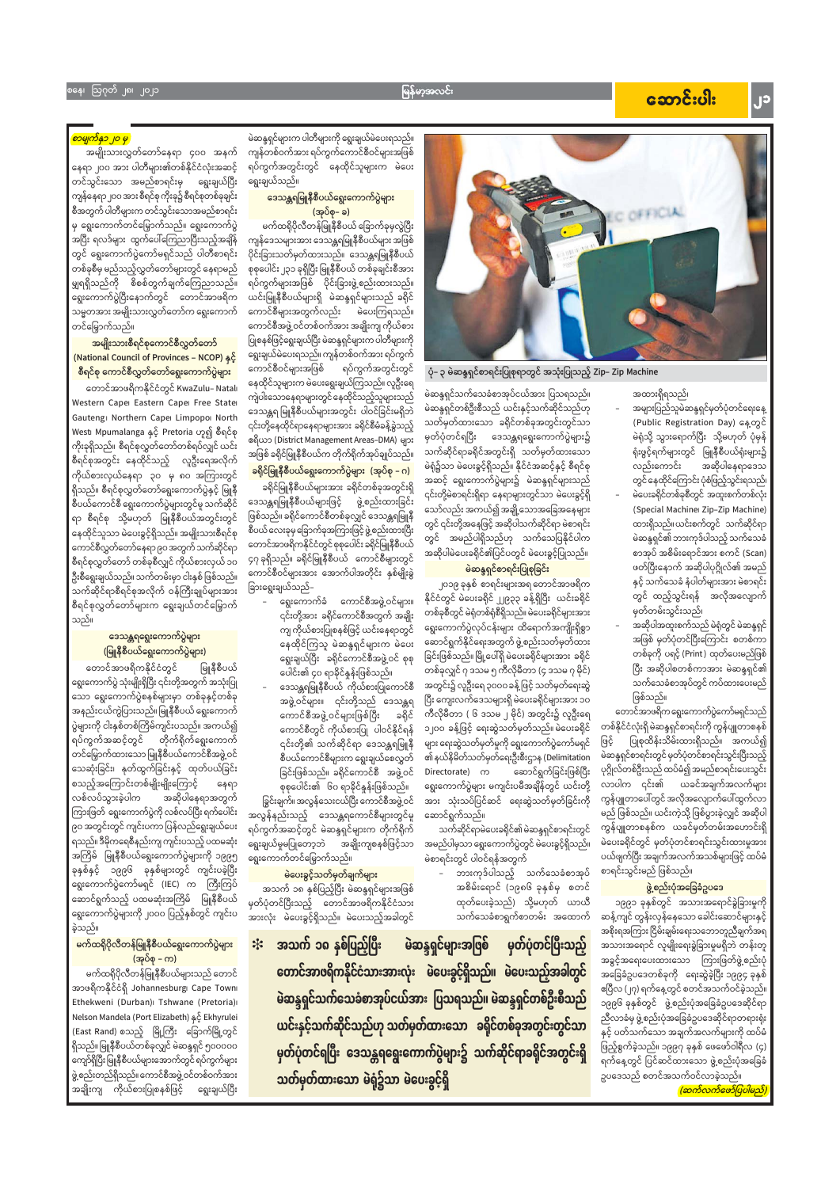*စာမျက်နှာ ၂၀ မှ*

အမျိုးသားလွှတ်တော်နေရာ ၄၀၀ အနက် နေရာ ၂၀၀ အား ပါတီများ၏တစ်နိုင်ငံလုံးအဆင့် တင်သွင်းသော အမည်စာရင်းမှ ရွေးချယ်ပြီး ကျန်နေရာ ၂၀၀ အား စီရင်စု ကိုးခုရှိ စီရင်စုတစ်ခုချင်းစီအတွက် ပါတီများက တင်သွင်းသောအမည်စာရင်းမှ ရွေးကောက်တင်မြှောက်သည်။ ရွေးကောက်ပွဲအပြီး ရလဒ်များ ထွက်ပေါ်ကြေညာပြီးသည့်အချိန်တွင် ရွေးကောက်ပွဲကော်မရှင်သည် ပါတီစာရင်းတစ်ခုစီမှ မည်သည့်လွှတ်တော်များတွင် နေရာမည်မျှရရှိသည်ကို စိစစ်တွက်ချက်ကြေညာသည်။ ရွေးကောက်ပွဲပြီးနောက်တွင် တောင်အာဖရိက သမ္မတအား အမျိုးသားလွှတ်တော်က ရွေးကောက်တင်မြှောက်သည်။

### အမျိုးသားစီရင်စုကောင်စီလွှတ်တော် (National Council of Provinces – NCOP) နှင့် စီရင်စု ကောင်စီလွှတ်တော်ရွေးကောက်ပွဲများ

တောင်အာဖရိကနိုင်ငံတွင် KwaZulu- Natal၊ Western Cape၊ Eastern Cape၊ Free State၊ Gauteng၊ Northern Cape၊ Limpopo၊ North West၊ Mpumalanga နှင့် Pretoria ဟူ၍ စီရင်စု ကိုးခုရှိသည်။ စီရင်စုလွှတ်တော်တစ်ရပ်လျှင် ယင်းစီရင်စုအတွင်း နေထိုင်သည့် လူဦးရေအရေအတွက်ကိုလိုက်၍ ကိုယ်စားလှယ်နေရာ ၃၀ မှ ၈၀ အကြားတွင် ရှိသည်။ စီရင်စုလွှတ်တော်ရွေးကောက်ပွဲများ၊ မြူနီစီပယ်ကောင်စီ ရွေးကောက်ပွဲများတွင်မှ သက်ဆိုင်ရာ စီရင်စု သို့မဟုတ် မြူနီစီပယ်အတွင်းတွင် နေထိုင်သူသာ မဲပေးခွင့်ရှိသည်။ အမျိုးသားစီရင်စုကောင်စီလွှတ်တော်နေရာ ၉၀ အတွက် သက်ဆိုင်ရာ စီရင်စုလွှတ်တော် တစ်ခုစီလျှင် ကိုယ်စားလှယ် ၁၀ ဦးစီရွေးချယ်သည်။ သက်တမ်းမှာ ငါးနှစ် ဖြစ်သည်။ သက်ဆိုင်ရာစီရင်စုအလိုက် ဝန်ကြီးချုပ်များအား စီရင်စုလွှတ်တော်များက ရွေးချယ်တင်မြှောက်သည်။

### ဒေသန္တရရွေးကောက်ပွဲများ (မြူနီစီပယ်ရွေးကောက်ပွဲများ)

တောင်အာဖရိကနိုင်ငံတွင် မြူနီစီပယ် ရွေးကောက်ပွဲ သုံးမျိုးရှိပြီး ၎င်းတို့အတွက် အသုံးပြုသော ရွေးကောက်ပွဲစနစ်များမှာ တစ်ခုနှင့်တစ်ခု အနည်းငယ်ကွဲပြားသည်။ မြူနီစီပယ် ရွေးကောက်ပွဲများကို ငါးနှစ်တစ်ကြိမ်ကျင်းပသည်။ အကယ်၍ ရပ်ကွက်အဆင့်တွင် တိုက်ရိုက်ရွေးကောက်တင်မြှောက်ထားသော မြူနီစီပယ်ကောင်စီအဖွဲ့ဝင် သေဆုံးခြင်း၊ နုတ်ထွက်ခြင်းနှင့် ထုတ်ပယ်ခြင်း စသည့်အကြောင်းတစ်မျိုးမျိုးကြောင့် နေရာလစ်လပ်သွားခဲ့ပါက အဆိုပါနေရာအတွက် ကြားဖြတ် ရွေးကောက်ပွဲကို လစ်လပ်ပြီး ရက်ပေါင်း ၉၀ အတွင်းတွင် ကျင်းပကာ ပြန်လည်ရွေးချယ်ရသည်။ ဒီမိုကရေစီနည်းကျ ကျင်းပသည့် ပထမဆုံးအကြိမ် မြူနီစီပယ်ရွေးကောက်ပွဲကို ၁၉၉၅ ခုနှစ်နှင့် ၁၉၉၆ ခုနှစ်များတွင် ကျင်းပခဲ့ပြီး ရွေးကောက်ပွဲကော်မရှင် (IEC) က ကြီးကြပ်ဆောင်ရွက်သည့် ပထမဆုံးအကြိမ် မြူနီစီပယ်ရွေးကောက်ပွဲများကို ၂၀၀၀ ပြည့်နှစ်တွင် ကျင်းပခဲ့သည်။

### မက်ထရိုပိုလီတန်မြူနီစီပယ်ရွေးကောက်ပွဲများ (အုပ်စု – က)

မက်ထရိုပိုလီတန်မြူနီစီပယ်များသည် တောင်အာဖရိကနိုင်ငံရှိ Johannesburg၊ Cape Town၊ Ethekweni (Durban)၊ Tshwane (Pretoria)၊ Nelson Mandela (Port Elizabeth) နှင့် Ekhyrulei (East Rand) စသည့် မြို့ကြီး ခြောက်မြို့တွင် ရှိသည်။ မြူနီစီပယ်တစ်ခုလျှင် မဲဆန္ဒရှင် ၅၀၀၀၀၀ ကျော်ရှိပြီး မြူနီစီပယ်များအောက်တွင် ရပ်ကွက်များ ဖွဲ့စည်းထားရှိသည်။ ကောင်စီအဖွဲ့ဝင်တစ်ဝက်အား အချိုးကျ ကိုယ်စားပြုစနစ်ဖြင့် ရွေးချယ်ပြီး မဲဆန္ဒရှင်များက ပါတီများကို ရွေးချယ်မဲပေးရသည်။ ကျန်တစ်ဝက်အား ရပ်ကွက်ကောင်စီဝင်များအဖြစ် ရပ်ကွက်အတွင်းတွင် နေထိုင်သူများက မဲပေးရွေးချယ်သည်။

### ဒေသန္တရမြူနီစီပယ်ရွေးကောက်ပွဲများ (အုပ်စု – ခ)

မက်ထရိုပိုလီတန်မြူနီစီပယ် ခြောက်ခုမှလွဲပြီး ကျန်ဒေသများအား ဒေသန္တရမြူနီစီပယ်များအဖြစ် ပိုင်းခြားသတ်မှတ်ထားသည်။ ဒေသန္တရမြူနီစီပယ် စုစုပေါင်း ၂၃၁ ခုရှိပြီး မြူနီစီပယ် တစ်ခုချင်းစီအား ရပ်ကွက်များအဖြစ် ပိုင်းခြားဖွဲ့စည်းထားသည်။ ယင်းမြူနီစီပယ်များရှိ မဲဆန္ဒရှင်များသည် ခရိုင်ကောင်စီများအတွက်လည်း မဲပေးကြရသည်။ ကောင်စီအဖွဲ့ဝင်တစ်ဝက်အား အချိုးကျ ကိုယ်စားပြုစနစ်ဖြင့်ရွေးချယ်ပြီး မဲဆန္ဒရှင်များက ပါတီများကို ရွေးချယ်မဲပေးရသည်။ ကျန်တစ်ဝက်အား ရပ်ကွက်ကောင်စီဝင်များအဖြစ် ရပ်ကွက်အတွင်းတွင် နေထိုင်သူများက မဲပေးရွေးချယ်ကြသည်။ လူဦးရေကျဲပါးသောနေရာများတွင်နေထိုင်သည့်သူများသည် ဒေသန္တရမြူနီစီပယ်များအတွင်း ပါဝင်ခြင်းမရှိဘဲ ၎င်းတို့နေထိုင်ရာဒေသများအား ခရိုင်စီမံခန့်ခွဲသည့် ဧရိယာ (District Management Areas-DMA) များအဖြစ် ခရိုင်မြူနီစီပယ်က တိုက်ရိုက်အုပ်ချုပ်သည်။

### ခရိုင်မြူနီစီပယ်ရွေးကောက်ပွဲများ (အုပ်စု – ဂ)

ခရိုင်မြူနီစီပယ်များအား ခရိုင်တစ်ခုတွင်ရှိ ဒေသန္တရမြူနီစီပယ်များဖြင့် ဖွဲ့စည်းထားခြင်းဖြစ်သည်။ ခရိုင်ကောင်စီတစ်ခုလျှင် ဒေသန္တရမြူနီစီပယ် လေးခုမှ ခြောက်ခုအကြားဖြင့် ဖွဲ့စည်းထားပြီး တောင်အာဖရိကနိုင်ငံတွင် စုစုပေါင်း ခရိုင်မြူနီစီပယ် ၅၇ ခုရှိသည်။ ခရိုင်မြူနီစီပယ် ကောင်စီများတွင် ကောင်စီဝင်များအား အောက်ပါအတိုင်း နှစ်မျိုးခွဲခြားရွေးချယ်သည် –

- ရွေးကောက်ခံ ကောင်စီအဖွဲ့ဝင်များ။ ၎င်းတို့အား ခရိုင်ကောင်စီအတွက် အချိုးကျ ကိုယ်စားပြုစနစ်ဖြင့် ယင်းနေရာတွင် နေထိုင်ကြသူ မဲဆန္ဒရှင်များက မဲပေးရွေးချယ်ပြီး ခရိုင်ကောင်စီအဖွဲ့ဝင် စုစုပေါင်း၏ ၄၀ ရာခိုင်နှုန်းဖြစ်သည်။
- ဒေသန္တရမြူနီစီပယ် ကိုယ်စားပြုကောင်စီအဖွဲ့ဝင်များ။ ၎င်းတို့သည် ဒေသန္တရ ကောင်စီအဖွဲ့ဝင်များဖြစ်ပြီး ခရိုင်ကောင်စီတွင် ကိုယ်စားပြု ပါဝင်ရန်နှင့် ၎င်းတို့၏ သက်ဆိုင်ရာ ဒေသန္တရမြူနီစီပယ်ကောင်စီများက ရွေးချယ်စေလွှတ်ခြင်းဖြစ်သည်။ ခရိုင်ကောင်စီ အဖွဲ့ဝင် စုစုပေါင်း၏ ၆၀ ရာခိုင်နှုန်းဖြစ်သည်။

ခြွင်းချက်။ အလွန်သေးငယ်ပြီး ကောင်စီအဖွဲ့ဝင် အလွန်နည်းသည့် ဒေသန္တရကောင်စီများတွင်မူ ရပ်ကွက်အတွင်းနေထိုင်သော မဲဆန္ဒရှင်များက တိုက်ရိုက်ရွေးချယ်မှုမပြုတော့ဘဲ အချိုးကျစနစ်ဖြင့်သာ ရွေးကောက်တင်မြှောက်သည်။

### မဲပေးခွင့်သတ်မှတ်ချက်များ

အသက် ၁၈ နှစ်ပြည့်ပြီး မဲဆန္ဒရှင်များအဖြစ် မှတ်ပုံတင်ပြီးသည့် တောင်အာဖရိကနိုင်ငံသားအားလုံး မဲပေးခွင့်ရှိသည်။ မဲပေးသည့်အခါတွင် မဲဆန္ဒရှင်သက်သေခံစာအုပ်ငယ်အား ပြသရသည်။ မဲဆန္ဒရှင်တစ်ဦးစီသည် ယင်းနှင့်သက်ဆိုင်သည်ဟု သတ်မှတ်ထားသော ခရိုင်တစ်ခုအတွင်းတွင်သာ မှတ်ပုံတင်ရပြီး ဒေသန္တရရွေးကောက်ပွဲများ၌ သက်ဆိုင်ရာခရိုင်အတွင်းရှိ သတ်မှတ်ထားသော မဲရုံ၌သာ မဲပေးခွင့်ရှိသည်။ နိုင်ငံအဆင့်နှင့် စီရင်စုအဆင့် ရွေးကောက်ပွဲများ၌ မဲဆန္ဒရှင်များသည် ၎င်းတို့မဲစာရင်းရှိရာ နေရာများတွင်သာ မဲပေးခွင့်ရှိသော်လည်း အကယ်၍ အချို့သောအခြေအနေများတွင် ၎င်းတို့အနေဖြင့် အဆိုပါသက်ဆိုင်ရာ မဲစာရင်းတွင် အမည်ပါရှိသည်ဟု သက်သေပြနိုင်ပါက အဆိုပါမဲပေးခရိုင်၏ပြင်ပတွင် မဲပေးခွင့်ပြုသည်။

ပုံ – ၃ မဲဆန္ဒရှင်စာရင်းပြုစုရာတွင် အသုံးပြုသည့် Zip- Zip Machine

### မဲဆန္ဒရှင်စာရင်းပြုစုခြင်း

၂၀၁၉ ခုနှစ် စာရင်းများအရ တောင်အာဖရိကနိုင်ငံတွင် မဲပေးခရိုင် ၂၂၉၃၃ ခန့်ရှိပြီး ယင်းခရိုင်တစ်ခုစီတွင် မဲရုံတစ်ရုံစီရှိသည်။ မဲပေးခရိုင်များအား ရွေးကောက်ပွဲလုပ်ငန်းများ ထိရောက်အကျိုးရှိစွာ ဆောင်ရွက်နိုင်ရေးအတွက် ဖွဲ့စည်းသတ်မှတ်ထားခြင်းဖြစ်သည်။ မြို့ပေါ်ရှိ မဲပေးခရိုင်များအား ခရိုင်တစ်ခုလျှင် ၇ ဒသမ ၅ ကီလိုမီတာ (၄ ဒသမ ၇ မိုင်) အတွင်း၌ လူဦးရေ ၃၀၀၀ ခန့်ဖြင့် သတ်မှတ်ရေးဆွဲပြီး ကျေးလက်ဒေသများရှိ မဲပေးခရိုင်များအား ၁၀ ကီလိုမီတာ (၆ ဒသမ ၂ မိုင်) အတွင်း၌ လူဦးရေ ၁၂၀၀ ခန့်ဖြင့် ရေးဆွဲသတ်မှတ်သည်။ မဲပေးခရိုင်များ ရေးဆွဲသတ်မှတ်မှုကို ရွေးကောက်ပွဲကော်မရှင်၏ နယ်နိမိတ်သတ်မှတ်ရေးဦးစီးဌာန (Delimitation Directorate) က ဆောင်ရွက်ခြင်းဖြစ်ပြီး ရွေးကောက်ပွဲများ မကျင်းပမီအချိန်တွင် ယင်းတို့အား သုံးသပ်ပြင်ဆင် ရေးဆွဲသတ်မှတ်ခြင်းကို ဆောင်ရွက်သည်။

သက်ဆိုင်ရာမဲပေးခရိုင်၏ မဲဆန္ဒရှင်စာရင်းတွင် အမည်ပါမှသာ ရွေးကောက်ပွဲတွင် မဲပေးခွင့်ရှိသည်။ မဲစာရင်းတွင် ပါဝင်ရန်အတွက်

- ဘားကုဒ်ပါသည့် သက်သေခံစာအုပ် အစိမ်းရောင် (၁၉၈၆ ခုနှစ်မှ စတင်ထုတ်ပေးခဲ့သည်) သို့မဟုတ် ယာယီ သက်သေခံစာရွက်စာတမ်း အထောက်အထားရှိရသည်။
- အများပြည်သူမဲဆန္ဒရှင်မှတ်ပုံတင်ရေးနေ့ (Public Registration Day) နေ့တွင် မဲရုံသို့ သွားရောက်ပြီး သို့မဟုတ် ပုံမှန်ရုံးဖွင့်ရက်များတွင် မြူနီစီပယ်ရုံးများ၌ လည်းကောင်း အဆိုပါနေရာဒေသတွင် နေထိုင်ကြောင်း ပုံစံဖြည့်သွင်းရသည်။
- မဲပေးခရိုင်တစ်ခုစီတွင် အထူးစက်တစ်လုံး (Special Machine/ Zip-Zip Machine) ထားရှိသည်။ ယင်းစက်တွင် သက်ဆိုင်ရာ မဲဆန္ဒရှင်၏ ဘားကုဒ်ပါသည့် သက်သေခံစာအုပ် အစိမ်းရောင်အား စကင် (Scan) ဖတ်ပြီးနောက် အဆိုပါပုဂ္ဂိုလ်၏ အမည်နှင့် သက်သေခံ နံပါတ်များအား မဲစာရင်းတွင် ထည့်သွင်းရန် အလိုအလျောက် မှတ်တမ်းသွင်းသည်။
- အဆိုပါအထူးစက်သည် မဲရုံတွင် မဲဆန္ဒရှင်အဖြစ် မှတ်ပုံတင်ပြီးကြောင်း စတစ်ကာတစ်ခုကို ပရင့် (Print) ထုတ်ပေးမည်ဖြစ်ပြီး အဆိုပါစတစ်ကာအား မဲဆန္ဒရှင်၏ သက်သေခံစာအုပ်တွင် ကပ်ထားပေးမည်ဖြစ်သည်။

တောင်အာဖရိကရွေးကောက်ပွဲကော်မရှင်သည် တစ်နိုင်ငံလုံးရှိ မဲဆန္ဒရှင်စာရင်းကို ကွန်ပျူတာစနစ်ဖြင့် ပြုစုထိန်းသိမ်းထားရှိသည်။ အကယ်၍ မဲဆန္ဒရှင်စာရင်းတွင် မှတ်ပုံတင်စာရင်းသွင်းထားပြီးသည့် ပုဂ္ဂိုလ်တစ်ဦးသည် ထပ်မံ၍ အမည်စာရင်းပေးသွင်းလာပါက ၎င်း၏ ယခင်အချက်အလက်များ ကွန်ပျူတာပေါ်ထွက်လာမည် ဖြစ်သည်။ ယင်းကဲ့သို့ ဖြစ်ပွားခဲ့လျှင် အဆိုပါ ကွန်ပျူတာစနစ်က ယခင်မဲပေးခရိုင်တွင် မှတ်ပုံတင်စာရင်းသွင်းထားမှုအား ပယ်ဖျက်ပြီး အချက်အလက်အသစ်များဖြင့် ထပ်မံစာရင်းသွင်းရန် ဖြစ်သည်။

### ဖွဲ့စည်းပုံအခြေခံဥပဒေ

၁၉၉၃ ခုနှစ်တွင် အသားအရောင်ခွဲခြားမှုကို ဆန့်ကျင်တွန်းလှန်နေသော ခေါင်းဆောင်များနှင့် အစိုးရအကြား ငြိမ်းချမ်းရေးသဘောတူညီချက်အရ အသားအရောင် လူမျိုးရေးခွဲခြားမှုမရှိဘဲ တန်းတူအခွင့်အရေးပေးထားသော ကြားဖြတ်ဖွဲ့စည်းပုံအခြေခံဥပဒေတစ်ရပ်ကို ရေးဆွဲခဲ့ပြီး ၁၉၉၄ ခုနှစ် ဧပြီလ (၂၇) ရက်နေ့တွင် စတင်အသက်ဝင်သည်။ ၁၉၉၆ ခုနှစ်တွင် ဖွဲ့စည်းပုံအခြေခံဥပဒေရေးဆွဲရေး ညီလာခံမှ ဖွဲ့စည်းပုံအခြေခံဥပဒေနှင့် ပတ်သက်သော အချက်အလက်များကို ထပ်မံဖြည့်စွက်ခဲ့သည်။ ၁၉၉၇ ခုနှစ် ဖေဖော်ဝါရီလ (၄) ရက်နေ့တွင် ပြင်ဆင်ထားသော ဖွဲ့စည်းပုံအခြေခံဥပဒေသည် စတင်အသက်ဝင်လာခဲ့သည်။

*(ဆက်လက်ဖော်ပြပါမည်)*

> ❖ အသက် ၁၈ နှစ်ပြည့်ပြီး မဲဆန္ဒရှင်များအဖြစ် မှတ်ပုံတင်ပြီးသည့် တောင်အာဖရိကနိုင်ငံသားအားလုံး မဲပေးခွင့်ရှိသည်။ မဲပေးသည့်အခါတွင် မဲဆန္ဒရှင်သက်သေခံစာအုပ်ငယ်အား ပြသရသည်။ မဲဆန္ဒရှင်တစ်ဦးစီသည် ယင်းနှင့်သက်ဆိုင်သည်ဟု သတ်မှတ်ထားသော ခရိုင်တစ်ခုအတွင်းတွင်သာ မှတ်ပုံတင်ရပြီး ဒေသန္တရရွေးကောက်ပွဲများ၌ သက်ဆိုင်ရာခရိုင်အတွင်းရှိ သတ်မှတ်ထားသော မဲရုံ၌သာ မဲပေးခွင့်ရှိ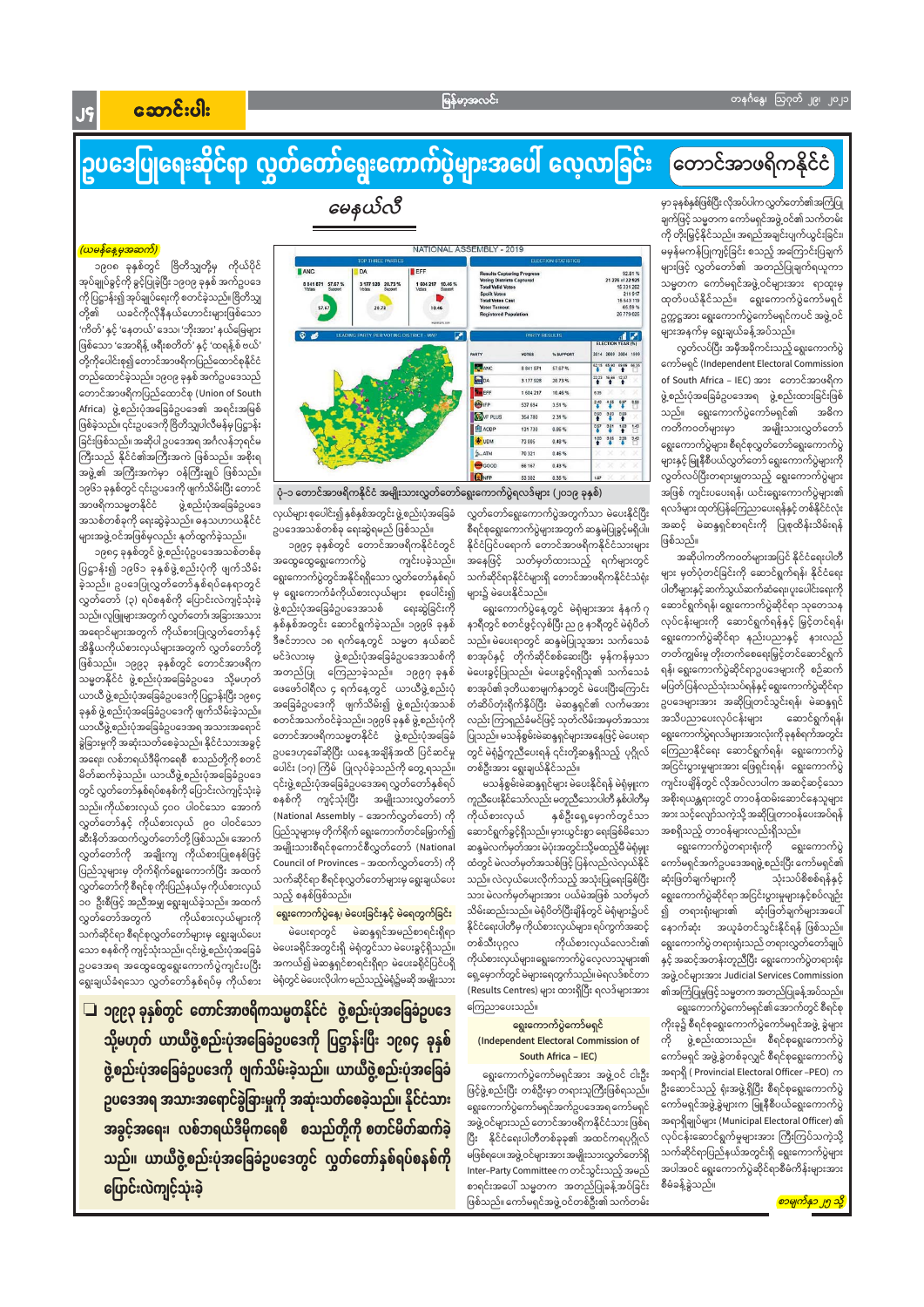# ဥပဒေပြုရေးဆိုင်ရာ လွှတ်တော်ရွေးကောက်ပွဲများအပေါ် လေ့လာခြင်း

## တောင်အာဖရိကနိုင်ငံ

**မေနယ်လီ**

*(ယမန်နေ့မှအဆက်)*

၁၉၁၀ ခုနှစ်တွင် ဗြိတိသျှတို့မှ ကိုယ်ပိုင်အုပ်ချုပ်ခွင့်ကို ခွင့်ပြုခဲ့ပြီး ၁၉၀၉ ခုနှစ် အက်ဥပဒေကို ပြဋ္ဌာန်း၍ အုပ်ချုပ်ရေးကို စတင်ခဲ့သည်။ ဗြိတိသျှတို့၏ ယခင်ကိုလိုနီနယ်ပယ်ဟောင်းများဖြစ်သော 'ကိတ်' နှင့် 'နေတယ်' ဒေသ၊ 'ဘိုးအား' နယ်မြေများဖြစ်သော 'အော်ရိန့် ဖရီးစတိတ်' နှင့် 'ထရန့်စ် ဗယ်' တို့ကိုပေါင်းစုရုံ တောင်အာဖရိကပြည်ထောင်စုနိုင်ငံ တည်ထောင်ခဲ့သည်။ ၁၉၀၉ ခုနှစ် အက်ဥပဒေသည် တောင်အာဖရိကပြည်ထောင်စု (Union of South Africa) ဖွဲ့စည်းပုံအခြေခံဥပဒေ၏ အရင်းအမြစ်ဖြစ်ခဲ့သည်။ ၎င်းဥပဒေကို ဗြိတိသျှပါလီမန်မှ ပြဋ္ဌာန်းခြင်းဖြစ်သည်။ အဆိုပါ ဥပဒေအရ အင်္ဂလန်ဘုရင်ကြီးသည် နိုင်ငံ၏အကြီးအကဲ ဖြစ်သည်။ အစိုးရအဖွဲ့၏ အကြီးအကဲမှာ ဝန်ကြီးချုပ် ဖြစ်သည်။ ၁၉၆၁ ခုနှစ်တွင် ၎င်းဥပဒေကို ဖျက်သိမ်းပြီး တောင်အာဖရိကသမ္မတနိုင်ငံ ဖွဲ့စည်းပုံအခြေခံဥပဒေ အသစ်တစ်ခုကို ရေးဆွဲခဲ့သည်။ ဓနသဟာယနိုင်ငံများအဖွဲ့ဝင်အဖြစ်မှလည်း နုတ်ထွက်ခဲ့သည်။

၁၉၈၄ ခုနှစ်တွင် ဖွဲ့စည်းပုံဥပဒေအသစ်တစ်ခု ပြဋ္ဌာန်း၍ ၁၉၆၁ ခုနှစ် ဖွဲ့စည်းပုံကို ဖျက်သိမ်းခဲ့သည်။ ဥပဒေပြုလွှတ်တော်နှစ်ရပ်နေရာတွင် လွှတ်တော် (၃) ရပ်စနစ်ကို ပြောင်းလဲကျင့်သုံးခဲ့သည်။ လူဖြူများအတွက် လွှတ်တော်၊ အခြားအသားအရောင်များအတွက် ကိုယ်စားပြုလွှတ်တော်နှင့် အိန္ဒိယကိုယ်စားလှယ်များအတွက် လွှတ်တော်တို့ဖြစ်သည်။ ၁၉၉၃ ခုနှစ်တွင် တောင်အာဖရိကသမ္မတနိုင်ငံ ဖွဲ့စည်းပုံအခြေခံဥပဒေ သို့မဟုတ် ယာယီဖွဲ့စည်းပုံအခြေခံဥပဒေကို ပြဋ္ဌာန်းပြီး ၁၉၈၄ ခုနှစ် ဖွဲ့စည်းပုံအခြေခံဥပဒေကို ဖျက်သိမ်းခဲ့သည်။ ယာယီဖွဲ့စည်းပုံအခြေခံဥပဒေအရ အသားအရောင်ခွဲခြားမှုကို အဆုံးသတ်စေခဲ့သည်။ နိုင်ငံသားအခွင့်အရေး၊ လစ်ဘရယ်ဒီမိုကရေစီ စသည်တို့ကို စတင်မိတ်ဆက်ခဲ့သည်။ ယာယီဖွဲ့စည်းပုံအခြေခံဥပဒေတွင် လွှတ်တော်နှစ်ရပ်စနစ်ကို ပြောင်းလဲကျင့်သုံးခဲ့သည်။ ကိုယ်စားလှယ် ၄၀၀ ပါဝင်သော လွှတ်တော်နှင့် ကိုယ်စားလှယ် ၉၀ ပါဝင်သော ဆီးနိတ်အထက်လွှတ်တော်တို့ ဖြစ်သည်။ အောက်လွှတ်တော်ကို အချိုးကျ ကိုယ်စားပြုစနစ်ဖြင့် ပြည်သူများမှ တိုက်ရိုက်ရွေးကောက်ပြီး အထက်လွှတ်တော်ကို စီရင်စုကိုးပြည်နယ်မှ ကိုယ်စားလှယ် ၁၀ ဦးစီဖြင့် အညီအမျှ ရွေးချယ်ခဲ့သည်။ အထက်လွှတ်တော်အတွက် ကိုယ်စားလှယ်များကို သက်ဆိုင်ရာ စီရင်စုလွှတ်တော်များမှ ရွေးချယ်ပေးသော စနစ်ကို ကျင့်သုံးသည်။ ၎င်းဖွဲ့စည်းပုံအခြေခံဥပဒေအရ အထွေထွေရွေးကောက်ပွဲကျင်းပပြီး ရွေးချယ်ခံရသော လွှတ်တော်နှစ်ရပ်မှ ကိုယ်စားလှယ်များ စုပေါင်း၍ နှစ်နှစ်အတွင်း ဖွဲ့စည်းပုံအခြေခံဥပဒေအသစ်တစ်ခု ရေးဆွဲရမည် ဖြစ်သည်။

ပုံ-၁ တောင်အာဖရိကနိုင်ငံ အမျိုးသားလွှတ်တော်ရွေးကောက်ပွဲရလဒ်များ (၂၀၁၉ ခုနှစ်)

၁၉၉၄ ခုနှစ်တွင် တောင်အာဖရိကနိုင်ငံတွင် အထွေထွေရွေးကောက်ပွဲ ကျင်းပခဲ့သည်။ ရွေးကောက်ပွဲတွင်အနိုင်ရရှိသော လွှတ်တော်နှစ်ရပ်မှ ရွေးကောက်ခံကိုယ်စားလှယ်များ စုပေါင်း၍ ဖွဲ့စည်းပုံအခြေခံဥပဒေသစ် ရေးဆွဲခြင်းကို နှစ်နှစ်အတွင်း ဆောင်ရွက်ခဲ့သည်။ ၁၉၉၆ ခုနှစ် ဒီဇင်ဘာလ ၁၈ ရက်နေ့တွင် သမ္မတ နယ်ဆင်မင်ဒဲလား ဖွဲ့စည်းပုံအခြေခံဥပဒေသစ်ကို အတည်ပြု ကြေညာခဲ့သည်။ ၁၉၉၇ ခုနှစ် ဖေဖော်ဝါရီလ ၄ ရက်နေ့တွင် ယာယီဖွဲ့စည်းပုံအခြေခံဥပဒေကို ဖျက်သိမ်း၍ ဖွဲ့စည်းပုံအသစ် စတင်အသက်ဝင်ခဲ့သည်။ ၁၉၉၆ ခုနှစ် ဖွဲ့စည်းပုံကို တောင်အာဖရိကသမ္မတနိုင်ငံ ဖွဲ့စည်းပုံအခြေခံဥပဒေဟုခေါ်ဆိုပြီး ယနေ့အချိန်အထိ ပြင်ဆင်မှုပေါင်း (၁၇) ကြိမ် ပြုလုပ်ခဲ့သည်ကို တွေ့ရသည်။ ၎င်းဖွဲ့စည်းပုံအခြေခံဥပဒေအရ လွှတ်တော်နှစ်ရပ်စနစ်ကို ကျင့်သုံးပြီး အမျိုးသားလွှတ်တော် (National Assembly – အောက်လွှတ်တော်) ကို ပြည်သူများမှ တိုက်ရိုက်ရွေးကောက်တင်မြှောက်၍ အမျိုးသားစီရင်စုကောင်စီလွှတ်တော် (National Council of Provinces – အထက်လွှတ်တော်) ကို သက်ဆိုင်ရာ စီရင်စုလွှတ်တော်များမှ ရွေးချယ်ပေးသည့် စနစ်ဖြစ်သည်။

### ရွေးကောက်ပွဲနေ့ မဲပေးခြင်းနှင့် မဲရေတွက်ခြင်း

မဲပေးရာတွင် မဲဆန္ဒရှင်အမည်စာရင်းရှိရာ မဲပေးခရိုင်အတွင်းရှိ မဲရုံတွင်သာ မဲပေးခွင့်ရှိသည်။ အကယ်၍ မဲဆန္ဒရှင်စာရင်းရှိရာ မဲပေးခရိုင်ပြင်ပရှိ မဲရုံတွင် မဲပေးလိုပါက မည်သည့်မဲရုံ၌မဆို အမျိုးသားလွှတ်တော်ရွေးကောက်ပွဲအတွက်သာ မဲပေးနိုင်ပြီး စီရင်စုရွေးကောက်ပွဲများအတွက် ဆန္ဒမဲပြုခွင့်မရှိပါ။ နိုင်ငံခြားပြင်ပရောက် တောင်အာဖရိကနိုင်ငံသားများအနေဖြင့် သတ်မှတ်ထားသည့် ရက်များတွင် သက်ဆိုင်ရာနိုင်ငံများရှိ တောင်အာဖရိကနိုင်ငံသံရုံးများ၌ မဲပေးနိုင်သည်။

ရွေးကောက်ပွဲနေ့တွင် မဲရုံများအား နံနက် ၇ နာရီတွင် စတင်ဖွင့်လှစ်ပြီး ည ၉ နာရီတွင် မဲရုံပိတ်သည်။ မဲပေးရာတွင် ဆန္ဒမဲပြုသူအား သက်သေခံစာအုပ်နှင့် တိုက်ဆိုင်စစ်ဆေးပြီး မှန်ကန်မှုသာ မဲပေးခွင့်ပြုသည်။ မဲပေးခွင့်ရရှိသူ၏ သက်သေခံစာအုပ်၏ ဒုတိယမျက်နှာတွင် မဲပေးပြီးကြောင်း တံဆိပ်တုံးရိုက်နှိပ်ပြီး မဲဆန္ဒရှင်၏ လက်မအား လည်း ကြာရှည်ခံမင်ဖြင့် သုတ်လိမ်းအမှတ်အသား ပြုသည်။ မသန်စွမ်းမဲဆန္ဒရှင်များအနေဖြင့် မဲပေးရာတွင် မဲရုံ၌ကူညီပေးရန် ၎င်းတို့ဆန္ဒရှိသည့် ပုဂ္ဂိုလ်တစ်ဦးအား ရွေးချယ်နိုင်သည်။

မသန်စွမ်းမဲဆန္ဒရှင်များ မဲပေးနိုင်ရန် မဲရုံမှူးက ကူညီပေးနိုင်သော်လည်း မတူညီသောပါတီ နှစ်ပါတီမှ ကိုယ်စားလှယ် နှစ်ဦးရှေ့မှောက်တွင်သာ ဆောင်ရွက်ခွင့်ရှိသည်။ မှားယွင်းစွာ ရေးခြစ်မိသော ဆန္ဒမဲလက်မှတ်အား မဲပုံးအတွင်းသို့မထည့်မီ မဲရုံမှူးထံ မဲလက်မှတ်အသစ်ဖြင့် ပြန်လည်လဲလှယ်နိုင်သည်။ လဲလှယ်ပေးလိုက်သည့် အသုံးပြုရေးခြစ်ပြီးသား မဲလက်မှတ်များအား ပယ်မဲအဖြစ် သတ်မှတ်သိမ်းဆည်းသည်။ မဲရုံပိတ်ပြီးချိန်တွင် မဲရုံများ၌ပင် နိုင်ငံရေးပါတီမှ ကိုယ်စားလှယ်များ ကိုယ်စားလှယ်လောင်း၏ ကိုယ်စားလှယ်များ ရွေးကောက်ပွဲလေ့လာသူများ၏ ရှေ့မှောက်တွင် မဲများရေတွက်သည်။ မဲရလဒ်စင်တာ (Results Centres) များ ထားရှိပြီး ရလဒ်များအား ကြေညာပေးသည်။

### ရွေးကောက်ပွဲကော်မရှင် (Independent Electoral Commission of South Africa – IEC)

ရွေးကောက်ပွဲကော်မရှင်အား အဖွဲ့ဝင် ငါးဦးဖြင့်ဖွဲ့စည်းပြီး ၎င်းတို့ထဲမှ တစ်ဦးမှာ တရားသူကြီးဖြစ်ရသည်။ ရွေးကောက်ပွဲကော်မရှင်အက်ဥပဒေအရ ကော်မရှင်အဖွဲ့ဝင်များသည် တောင်အာဖရိကနိုင်ငံသားဖြစ်ရပြီး နိုင်ငံရေးပါတီတစ်ခုခု၏ အထင်ကရပုဂ္ဂိုလ်မဖြစ်ရပေ။ အဖွဲ့ဝင်များအား အမျိုးသားလွှတ်တော်ရှိ Inter-Party Committee က တင်သွင်းသည့် အမည်စာရင်းအပေါ် သမ္မတက အတည်ပြုခန့်အပ်ခြင်းဖြစ်သည်။ ကော်မရှင်အဖွဲ့ဝင်တစ်ဦး၏ သက်တမ်းမှာ ခုနစ်နှစ်ဖြစ်ပြီး လိုအပ်ပါက လွှတ်တော်၏အကြံပြုချက်ဖြင့် သမ္မတက ကော်မရှင်အဖွဲ့ဝင်၏ သက်တမ်းကို တိုးမြှင့်နိုင်သည်။ အရည်အချင်းပျက်ယွင်းခြင်း မမှန်မကန်ပြုကျင့်ခြင်း စသည့် အကြောင်းပြချက်များဖြင့် လွှတ်တော်၏ အတည်ပြုချက်ရယူကာ သမ္မတက ကော်မရှင်အဖွဲ့ဝင်များအား ရာထူးမှ ထုတ်ပယ်နိုင်သည်။ ရွေးကောက်ပွဲကော်မရှင် ဥက္ကဋ္ဌအား ရွေးကောက်ပွဲကော်မရှင်ပင် အဖွဲ့ဝင်များအနက်မှ ရွေးချယ်ခန့်အပ်သည်။

လွတ်လပ်ပြီး အမှီအခိုကင်းသည့် ရွေးကောက်ပွဲကော်မရှင် (Independent Electoral Commission of South Africa – IEC) အား တောင်အာဖရိက ဖွဲ့စည်းပုံအခြေခံဥပဒေအရ ဖွဲ့စည်းထားခြင်းဖြစ်သည်။ ရွေးကောက်ပွဲကော်မရှင်၏ အဓိကတာဝန်များမှာ အမျိုးသားလွှတ်တော် ရွေးကောက်ပွဲများ၊ စီရင်စုလွှတ်တော်ရွေးကောက်ပွဲများနှင့် မြူနီစီပယ်လွှတ်တော် ရွေးကောက်ပွဲများကို လွတ်လပ်ပြီးတရားမျှတသည့် ရွေးကောက်ပွဲများအဖြစ် ကျင်းပပေးရန်၊ ယင်းရွေးကောက်ပွဲများ၏ ရလဒ်များ ထုတ်ပြန်ကြေညာပေးရန်နှင့် တစ်နိုင်ငံလုံးအဆင့် မဲဆန္ဒရှင်စာရင်းကို ပြုစုထိန်းသိမ်းရန် ဖြစ်သည်။

အဆိုပါကတိကဝတ်များအပြင် နိုင်ငံရေးပါတီများ မှတ်ပုံတင်ခြင်းကို ဆောင်ရွက်ရန်၊ နိုင်ငံရေးပါတီများနှင့် ဆက်သွယ်ဆောင်ရွက်ရေး ပူးပေါင်းရေးကို ဆောင်ရွက်ရန်၊ ရွေးကောက်ပွဲဆိုင်ရာ သုတေသနလုပ်ငန်းများကို ဆောင်ရွက်ရန်နှင့် မြှင့်တင်ရန်၊ ရွေးကောက်ပွဲဆိုင်ရာ နည်းပညာနှင့် နားလည်တတ်ကျွမ်းမှု တိုးတက်စေရေးဖြင့်တင်ဆောင်ရွက်ရန်၊ ရွေးကောက်ပွဲဆိုင်ရာဥပဒေများကို စဉ်ဆက်မပြတ်ပြန်လည်သုံးသပ်ရန်နှင့် ရွေးကောက်ပွဲဆိုင်ရာ ဥပဒေများအား အဆိုပြုတင်သွင်းရန်၊ မဲဆန္ဒရှင် အသိပညာပေးလုပ်ငန်းများ ဆောင်ရွက်ရန်၊ ရွေးကောက်ပွဲရလဒ်များအားလုံးကို ခုနစ်ရက်အတွင်း ကြေညာနိုင်ရေး ဆောင်ရွက်ရန်၊ ရွေးကောက်ပွဲ အငြင်းပွားမှုများအား ဖြေရှင်းရန်၊ ရွေးကောက်ပွဲ ကျင်းပချိန်တွင် လိုအပ်ပါက အဆင့်ဆင့်သော အစိုးရယန္တရားတွင် တာဝန်ထမ်းဆောင်နေသူများအား သင့်လျော်သကဲ့သို့ အဆိုပြုတာဝန်ပေးအပ်ရန် အစရှိသည့် တာဝန်များလည်းရှိသည်။

ရွေးကောက်ပွဲတရားရုံး ရွေးကောက်ပွဲကော်မရှင်အက်ဥပဒေအရ ဖွဲ့စည်းပြီး ကော်မရှင်၏ ဆုံးဖြတ်ချက်များကို သုံးသပ်စစ်ဆေးနိုင်ပြီး ရွေးကောက်ပွဲဆိုင်ရာ အငြင်းပွားမှုများနှင့်စပ်လျဉ်း၍ တရားရုံးများ၏ ဆုံးဖြတ်ချက်များအပေါ် နောက်ဆုံး အယူခံဝင်နိုင်သည့် တရားရုံး ဖြစ်သည်။ ရွေးကောက်ပွဲ တရားရုံးသည် တရားလွှတ်တော်ချုပ်နှင့် အဆင့်အတန်းတူညီပြီး ရွေးကောက်ပွဲတရားရုံးအဖွဲ့ဝင်များအား Judicial Services Commission ၏အကြံပြုချက်ဖြင့် သမ္မတက အတည်ပြုခန့်အပ်သည်။

ရွေးကောက်ပွဲကော်မရှင်၏ အောက်တွင် စီရင်စုကိုးခုရှိ စီရင်စုရွေးကောက်ပွဲကော်မရှင်အဖွဲ့ခွဲများကို ဖွဲ့စည်းထားသည်။ စီရင်စုရွေးကောက်ပွဲကော်မရှင် အဖွဲ့ခွဲတစ်ခုစီ၌ စီရင်စုရွေးကောက်ပွဲ အရာရှိ (Provincial Electoral Officer – PEO) က ဦးဆောင်သည့် ရုံးအဖွဲ့ရှိပြီး စီရင်စုရွေးကောက်ပွဲကော်မရှင်အဖွဲ့ခွဲများက မြူနီစီပယ်ရွေးကောက်ပွဲအရာရှိချုပ်များ (Municipal Electoral Officer) ၏ လုပ်ငန်းဆောင်ရွက်မှုများအား ကြီးကြပ်သကဲ့သို့ သက်ဆိုင်ရာပြည်နယ်အဆင့်ရှိ ရွေးကောက်ပွဲများအပေါ်အခြေခံ ရွေးကောက်ပွဲဆိုင်ရာစီမံကိန်းများအား စီမံခန့်ခွဲသည်။

**❑ ၁၉၉၃ ခုနှစ်တွင် တောင်အာဖရိကသမ္မတနိုင်ငံ ဖွဲ့စည်းပုံအခြေခံဥပဒေ သို့မဟုတ် ယာယီဖွဲ့စည်းပုံအခြေခံဥပဒေကို ပြဋ္ဌာန်းပြီး ၁၉၈၄ ခုနှစ် ဖွဲ့စည်းပုံအခြေခံဥပဒေကို ဖျက်သိမ်းခဲ့သည်။ ယာယီဖွဲ့စည်းပုံအခြေခံဥပဒေအရ အသားအရောင်ခွဲခြားမှုကို အဆုံးသတ်စေခဲ့သည်။ နိုင်ငံသားအခွင့်အရေး၊ လစ်ဘရယ်ဒီမိုကရေစီ စသည်တို့ကို စတင်မိတ်ဆက်ခဲ့သည်။ ယာယီဖွဲ့စည်းပုံအခြေခံဥပဒေတွင် လွှတ်တော်နှစ်ရပ်စနစ်ကို ပြောင်းလဲကျင့်သုံးခဲ့**

*စာမျက်နှာ ၂၅ သို့*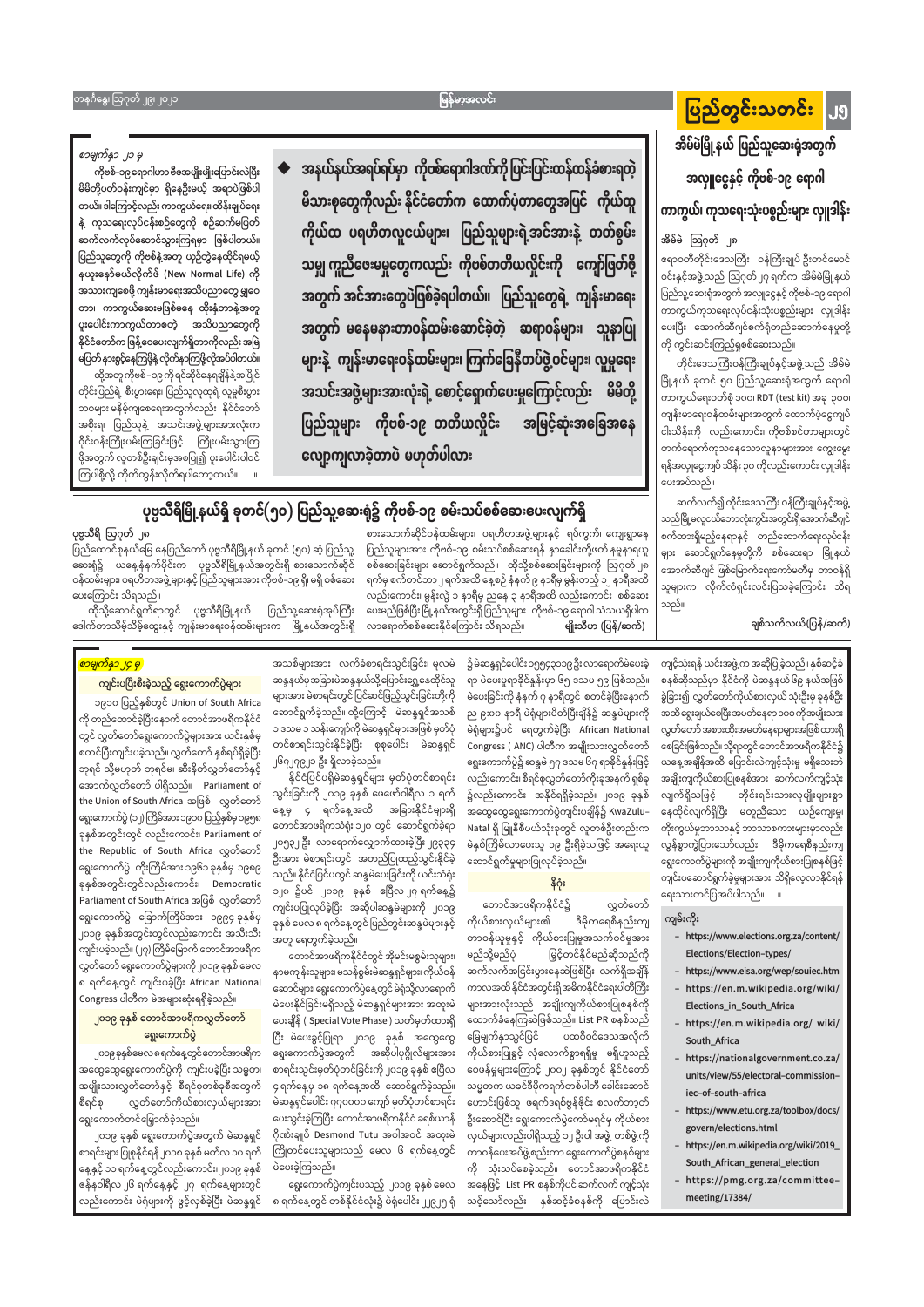## ပြည်တွင်းသတင်း

### အိမ်မဲမြို့နယ် ပြည်သူ့ဆေးရုံအတွက် အလှူငွေနှင့် ကိုဗစ်-၁၉ ရောဂါ ကာကွယ်၊ ကုသရေးသုံးပစ္စည်းများ လှူဒါန်း

**အိမ်မဲ ဩဂုတ် ၂၈**

ဧရာဝတီတိုင်းဒေသကြီး ဝန်ကြီးချုပ် ဦးတင်မောင်ဝင်းနှင့်အဖွဲ့သည် ဩဂုတ် ၂၇ ရက်က အိမ်မဲမြို့နယ် ပြည်သူ့ဆေးရုံအတွက် အလှူငွေနှင့် ကိုဗစ်-၁၉ ရောဂါ ကာကွယ်ကုသရေးလုပ်ငန်းသုံးပစ္စည်းများ လှူဒါန်းပေးပြီး အောက်ဆီဂျင်စက်ရုံတည်ဆောက်နေမှုတို့ကို ကွင်းဆင်းကြည့်ရှုစစ်ဆေးသည်။

တိုင်းဒေသကြီးဝန်ကြီးချုပ်နှင့်အဖွဲ့သည် အိမ်မဲမြို့နယ် ခုတင် ၅၀ ပြည်သူ့ဆေးရုံအတွက် ရောဂါကာကွယ်ရေးပစ္စည်း RDT (test kit) အခု ၃၀၀၀၊ ကျန်းမာရေးဝန်ထမ်းများအတွက် ထောက်ပံ့ငွေကျပ်ငါးသိန်းကို လည်းကောင်း၊ ကိုဗစ်စင်တာများတွင် တက်ရောက်ကုသနေသောလူနာများအား ကျွေးမွေးရန်အလှူငွေကျပ် သိန်း ၃၀ ကိုလည်းကောင်း လှူဒါန်းပေးအပ်သည်။

ဆက်လက်၍ တိုင်းဒေသကြီး ဝန်ကြီးချုပ်နှင့်အဖွဲ့သည်မြို့မလှေလယ်ကွင်းအတွင်းရှိ အောက်ဆီဂျင်စက်ထားရှိမည့်နေရာနှင့် တည်ဆောက်ရေးလုပ်ငန်းများ ဆောင်ရွက်နေမှုတို့ကို စစ်ဆေးရာ မြို့နယ်အောက်ဆီဂျင် ဖြစ်မြောက်ရေးကော်မတီမှ တာဝန်ရှိသူများက လိုက်လံရှင်းလင်းပြသခဲ့ကြောင်း သိရသည်။

**ချစ်သက်လယ်(မြန်/ဆက်)**

---

*စာမျက်နှာ ၂၁ မှ*

ကိုဗစ်-၁၉ ရောဂါဟာ ဗီအေမျိုးမျိုးပြောင်းလဲပြီး မိမိတို့ဝတ်ဝန်းကျင်မှာ ရှိနေဦးမယ် အရာပဲဖြစ်ပါတယ်။ ဒါကြောင့်လည်း ကာကွယ်ရေး ထိန်းချုပ်ရေးနဲ့ ကုသရေးလုပ်ငန်းစဉ်တွေကို စဉ်ဆက်မပြတ် ဆက်လက်လုပ်ဆောင်သွားကြရမှာ ဖြစ်ပါတယ်။ ပြည်သူတွေကို ကိုဗစ်နဲ့အတူ ယှဉ်တွဲနေထိုင်ရမယ့် နယူးနော်မယ်လိုက်ဖ် (New Normal Life) ကို အသားကျစေဖို့ ကျန်းမာရေးအသိပညာတွေ မျှဝေတာ၊ ကာကွယ်ဆေးမဖြစ်မနေ ထိုးနှံတာနဲ့အတူ ပူးပေါင်းကာကွယ်တာစတဲ့ အသိပညာတွေကို နိုင်ငံတော်က ဖြန့်ဝေပေးလျက်ရှိတာကိုလည်း အမြဲမပြတ်နားစွင့်နေကြဖို့ လိုက်နာကြဖို့ လိုအပ်ပါတယ်။

ထို့အတူ ကိုဗစ်-၁၉ ကို ရင်ဆိုင်နေရချိန်နဲ့အပြိုင် တိုင်းပြည်ရဲ့ စီးပွားရေး၊ ပြည်သူ့လူထုရဲ့ လူမှုစီးပွားဘဝများ ပြန်လည်မြဲမြံရပ်တည်ရေးအတွက်လည်း နိုင်ငံတော်အစိုးရ၊ ပြည်သူနဲ့ အသင်းအဖွဲ့များအားလုံး ဝိုင်းဝန်းကြိုးပမ်းကြခြင်းဖြင့် ကြံ့ခိုင်သည့်လူ့ဘောင်ကိုလည်း တည်ဆောက်သွားကြဖို့အတွက် လူတစ်ဦးချင်းမှစ၍ ပူးပေါင်းပါဝင်ကြစေလိုပါတယ်။

---

◆ **အနယ်နယ်အရပ်ရပ်မှာ ကိုဗစ်ရောဂါဒဏ်ကို ပြင်းပြင်းထန်ထန်ခံစားရတဲ့ မိသားစုတွေကိုလည်း နိုင်ငံတော်က ထောက်ပံ့တာတွေအပြင် ကိုယ်ထူကိုယ်ထ ပရဟိတလူငယ်များ၊ ပြည်သူများရဲ့အင်အားနဲ့ တတ်စွမ်းသမျှ ကူညီပေးမှုတွေကလည်း ကိုဗစ်တတိယလှိုင်းကို ကျော်ဖြတ်ဖို့အတွက် အင်အားတွေပဲဖြစ်ခဲ့ရပါတယ်။ ပြည်သူတွေရဲ့ ကျန်းမာရေးအတွက် မနေမနားတာဝန်ထမ်းဆောင်ခဲ့တဲ့ ဆရာဝန်များ၊ သူနာပြုများနဲ့ ကျန်းမာရေးဝန်ထမ်းများ၊ ကြက်ခြေနီတပ်ဖွဲ့ဝင်များ၊ လူမှုရေးအသင်းအဖွဲ့များအားလုံးရဲ့ စောင့်ရှောက်ပေးမှုကြောင့်လည်း မိမိတို့ပြည်သူများ ကိုဗစ်-၁၉ တတိယလှိုင်း အမြင့်ဆုံးအခြေအနေ လျော့ကျလာခဲ့တာပဲ မဟုတ်ပါလား**

---

## ပုဗ္ဗသီရိမြို့နယ်ရှိ ခုတင်(၅၀) ပြည်သူ့ဆေးရုံ၌ ကိုဗစ်-၁၉ စမ်းသပ်စစ်ဆေးပေးလျက်ရှိ

**ပုဗ္ဗသီရိ ဩဂုတ် ၂၈**

ပြည်ထောင်စုနယ်မြေ နေပြည်တော် ပုဗ္ဗသီရိမြို့နယ် ခုတင် (၅၀) ဆံ့ ပြည်သူ့ဆေးရုံ၌ ယနေ့နံနက်ပိုင်းက ပုဗ္ဗသီရိမြို့နယ်အတွင်းရှိ စာသောက်ဆိုင်ဝန်ထမ်းများ၊ ပရဟိတအဖွဲ့များနှင့် ပြည်သူများအား ကိုဗစ်-၁၉ ရှိ မရှိ စစ်ဆေးပေးကြောင်း သိရသည်။

ထိုသို့ဆောင်ရွက်ရာတွင် ပုဗ္ဗသီရိမြို့နယ် ပြည်သူ့ဆေးရုံအုပ်ကြီး ဒေါက်တာသိမ့်သိမ့်ထွေးနှင့် ကျန်းမာရေးဝန်ထမ်းများက မြို့နယ်အတွင်းရှိ စာသောက်ဆိုင်ဝန်ထမ်းများ၊ ပရဟိတအဖွဲ့များနှင့် ရပ်ကွက်၊ ကျေးရွာနေပြည်သူများအား ကိုဗစ်-၁၉ စမ်းသပ်စစ်ဆေးရန် နှာခေါင်းတို့ဖတ် နမူနာရယူ စစ်ဆေးခြင်းများ ဆောင်ရွက်သည်။ ထိုသို့စစ်ဆေးခြင်းများကို ဩဂုတ် ၂၈ ရက်မှ စက်တင်ဘာ ၂ ရက်အထိ နေ့စဉ် နံနက် ၉ နာရီမှ မွန်းတည့် ၁၂ နာရီအထိ လည်းကောင်း၊ မွန်းလွဲ ၁ နာရီမှ ညနေ ၃ နာရီအထိ လည်းကောင်း စစ်ဆေးပေးမည်ဖြစ်ပြီး မြို့နယ်အတွင်းရှိ ပြည်သူများ ကိုဗစ်-၁၉ ရောဂါ သံသယရှိပါက လာရောက်စစ်ဆေးနိုင်ကြောင်း သိရသည်။

**မျိုးသီဟ (မြန်/ဆက်)**

---

*စာမျက်နှာ ၂၄ မှ*

### ကျင်းပပြီးစီးခဲ့သည့် ရွေးကောက်ပွဲများ

၁၉၁၀ ပြည့်နှစ်တွင် Union of South Africa ကို တည်ထောင်ခဲ့ပြီးနောက် တောင်အာဖရိကနိုင်ငံတွင် လွှတ်တော်ရွေးကောက်ပွဲများအား ယင်းနှစ်မှ စတင်ပြီးကျင်းပခဲ့သည်။ လွှတ်တော် နှစ်ရပ်ရှိခဲ့ပြီး ဘုရင် သို့မဟုတ် ဘုရင်မ၊ ဆီးနိတ်လွှတ်တော်နှင့် အောက်လွှတ်တော် ပါရှိသည်။ Parliament of the Union of South Africa အဖြစ် လွှတ်တော်ရွေးကောက်ပွဲ (၁၂) ကြိမ်အား ၁၉၁၀ ပြည့်နှစ်မှ ၁၉၅၈ ခုနှစ်အတွင်းတွင် လည်းကောင်း၊ Parliament of the Republic of South Africa လွှတ်တော်ရွေးကောက်ပွဲ ကိုးကြိမ်အား ၁၉၆၁ ခုနှစ်မှ ၁၉၈၉ ခုနှစ်အတွင်းတွင်လည်းကောင်း၊ Democratic Parliament of South Africa အဖြစ် လွှတ်တော်ရွေးကောက်ပွဲ ခြောက်ကြိမ်အား ၁၉၉၄ ခုနှစ်မှ ၂၀၁၉ ခုနှစ်အတွင်းတွင်လည်းကောင်း အသီးသီး ကျင်းပခဲ့သည်။ (၂၇) ကြိမ်မြောက် တောင်အာဖရိကလွှတ်တော် ရွေးကောက်ပွဲများကို ၂၀၁၉ ခုနှစ် မေလ ၈ ရက်နေ့တွင် ကျင်းပခဲ့ပြီး African National Congress ပါတီက မဲအများဆုံးရရှိခဲ့သည်။

### ၂၀၁၉ ခုနှစ် တောင်အာဖရိကလွှတ်တော် ရွေးကောက်ပွဲ

၂၀၁၉ခုနှစ်မေလ ၈ ရက်နေ့တွင် တောင်အာဖရိက အထွေထွေရွေးကောက်ပွဲကို ကျင်းပခဲ့ပြီး သမ္မတ၊ အမျိုးသားလွှတ်တော်နှင့် စီရင်စုတစ်ခုစီအတွက် စီရင်စု လွှတ်တော်ကိုယ်စားလှယ်များအား ရွေးကောက်တင်မြှောက်ခဲ့သည်။

၂၀၁၉ ခုနှစ် ရွေးကောက်ပွဲအတွက် မဲဆန္ဒရှင်စာရင်းများ ပြုစုနိုင်ရန် ၂၀၁၈ ခုနှစ် မတ်လ ၁၀ ရက်နေ့နှင့် ၁၁ ရက်နေ့တွင်လည်းကောင်း၊ ၂၀၁၉ ခုနှစ် ဇန်နဝါရီလ ၂၆ ရက်နေ့နှင့် ၂၇ ရက်နေ့များတွင်လည်းကောင်း မဲရုံများကို ဖွင့်လှစ်ခဲ့ပြီး မဲဆန္ဒရှင်အသစ်များအား လက်ခံစာရင်းသွင်းခြင်း၊ မူလမဲဆန္ဒနယ်မှအခြားမဲဆန္ဒနယ်သို့ပြောင်းရွှေ့နေထိုင်သူများအား မဲစာရင်းတွင် ပြင်ဆင်ဖြည့်သွင်းခြင်းတို့ကို ဆောင်ရွက်ခဲ့သည်။ ထို့ကြောင့် မဲဆန္ဒရှင်အသစ် ၁ သန်း ၁ သိန်းကျော်ကို မဲဆန္ဒရှင်များအဖြစ် မှတ်ပုံတင်စာရင်းသွင်းနိုင်ခဲ့ပြီး စုစုပေါင်း မဲဆန္ဒရှင် ၂၆၇၂၅၂၂၁ ဦး ရှိလာခဲ့သည်။

နိုင်ငံပြင်ပရှိမဲဆန္ဒရှင်များ မှတ်ပုံတင်စာရင်းသွင်းခြင်းကို ၂၀၁၉ ခုနှစ် ဖေဖော်ဝါရီလ ၁ ရက်နေ့မှ ၄ ရက်နေ့အထိ အခြားနိုင်ငံများရှိ တောင်အာဖရိကသံရုံး ၁၂၀ တွင် ဆောင်ရွက်ခဲ့ရာ ၂၅၃၂ ဦး လာရောက်လျှောက်ထားခဲ့ပြီး ၂၉၃၃၃ ဦးအား မဲစာရင်းတွင် အတည်ပြုထည့်သွင်းနိုင်ခဲ့သည်။ နိုင်ငံပြင်ပတွင် ဆန္ဒမဲပေးခြင်းကို ယင်းသံရုံး ၁၂၀ ၌ပင် ၂၀၁၉ ခုနှစ် ဧပြီလ ၂၇ ရက်နေ့၌ ကျင်းပပြုလုပ်ခဲ့ပြီး အဆိုပါဆန္ဒမဲများကို ၂၀၁၉ ခုနှစ် မေလ ၈ ရက်နေ့တွင် ပြည်တွင်းဆန္ဒမဲများနှင့် အတူ ရေတွက်ခဲ့သည်။

တောင်အာဖရိကနိုင်ငံတွင် အိုမင်းမစွမ်းသူများ၊ နာမကျန်းသူများ၊ သေနင်္ဂမဲဆန္ဒရှင်များ၊ ကိုယ်ဝန်ဆောင်များ၊ ရွေးကောက်ပွဲနေ့တွင် မဲရုံသို့လာရောက်မပေးနိုင်ခြင်းရှိသည့် မဲဆန္ဒရှင်များအား အထူးမဲပေးချိန် ( Special Vote Phase ) သတ်မှတ်ထားရှိပြီး မဲပေးခွင့်ပြုရာ ၂၀၁၉ ခုနှစ် အထွေထွေရွေးကောက်ပွဲအတွက် အဆိုပါပုဂ္ဂိုလ်များအား စာရင်းသွင်းမှတ်ပုံတင်ခြင်းကို ၂၀၁၉ ခုနှစ် ဧပြီလ ၄ ရက်နေ့မှ ၁၈ ရက်နေ့အထိ ဆောင်ရွက်ခဲ့သည်။ မဲဆန္ဒရှင်ပေါင်း ၇၇၀၀၀၀ ကျော် မှတ်ပုံတင်စာရင်းသွင်းခဲ့ကြပြီး တောင်အာဖရိကနိုင်ငံ ခရစ်ယာန်ဂိုဏ်းချုပ် Desmond Tutu အပါအဝင် အထူးမဲကြိုတင်ပေးသူများသည် မေလ ၆ ရက်နေ့တွင် မဲပေးခဲ့ကြသည်။

ရွေးကောက်ပွဲကျင်းပသည့် ၂၀၁၉ ခုနှစ် မေလ ၈ ရက်နေ့တွင် တစ်နိုင်ငံလုံး၌ မဲရုံပေါင်း ၂၂၉၂၄ ရှိ မဲဆန္ဒရှင်ပေါင်း ၁၅၅၄၃၁၁၉ ဦး လာရောက်မဲပေးခဲ့ရာ မဲပေးမှုရာခိုင်နှုန်းမှာ ၆၅ ဒသမ ၉၉ ဖြစ်သည်။ မဲပေးခြင်းကို နံနက် ၇ နာရီတွင် စတင်ခဲ့ပြီးနောက် ည ၉:၀၀ နာရီ မဲရုံများပိတ်ပြီးချိန်၌ ဆန္ဒမဲများကို မဲရုံများ၌ပင် ရေတွက်ခဲ့ပြီး African National Congress ( ANC) ပါတီက အမျိုးသားလွှတ်တော် ရွေးကောက်ပွဲ၌ ဆန္ဒမဲ ၅၇ ဒသမ ၅၀ ရာခိုင်နှုန်းဖြင့် လည်းကောင်း၊ စီရင်စုလွှတ်တော်ကိုးခုအနက် ရှစ်ခု၌လည်းကောင်း အနိုင်ရရှိခဲ့သည်။ ၂၀၁၉ ခုနှစ် အထွေထွေရွေးကောက်ပွဲကျင်းပချိန်၌ KwaZulu-Natal ရှိ မြို့နီစီပယ်သုံးခုတွင် လူတစ်ဦးတည်းက မဲနှစ်ကြိမ်ပေးသွားသည့် ၁၉ ဦးရှိခဲ့သဖြင့် အရေးယူဆောင်ရွက်မှုများပြုလုပ်ခဲ့သည်။

### နိဂုံး

တောင်အာဖရိကနိုင်ငံ၌ လွှတ်တော်ကိုယ်စားလှယ်များ၏ ဒီမိုကရေစီနည်းကျ တာဝန်ယူမှုနှင့် ကိုယ်စားပြုမှုအသက်ဝင်မှုအား မည်သို့မည်ပုံ မြှင့်တင်နိုင်မည်ဆိုသည့်ကိုဆက်လက်အငြင်းပွားနေဆဲဖြစ်ပြီး လက်ရှိအချိန်ကာလအထိ နိုင်ငံအတွင်းရှိအစိုးရနိုင်ငံရေးပါတီကြီးများအားလုံးသည် အချိုးကျကိုယ်စားပြုစနစ်ကို ထောက်ခံနေကြဆဲဖြစ်သည်။ List PR စနစ်သည် မြေမျက်နှာသွင်ပြင် ပထဝီဝင်ဒေသအလိုက် ကိုယ်စားပြုခွင့် လုံလောက်စွာရရှိမှု မရှိဟူသည့်ဝေဖန်မှုများကြောင့် ၂၀၀၂ ခုနှစ်တွင် နိုင်ငံတော်သမ္မတက ယခင်ဒီမိုကရက်တစ်ပါတီ ခေါင်းဆောင်ဟောင်းဖြစ်သူ ဖရက်ဒရစ်ဗန်ဇိုင်း စလက်ဘာ့တ်ဦးဆောင်ပြီး ရွေးကောက်ပွဲကော်မရှင်မှ ကိုယ်စားလှယ်များလည်းပါရှိသည့် ၁၂ ဦးပါ အဖွဲ့ တစ်ဖွဲ့ကို တာဝန်ပေးအပ်ခဲ့သည်။ ရွေးကောက်ပွဲစနစ်များကို သုံးသပ်စေခဲ့သော်လည်း တောင်အာဖရိကနိုင်ငံအနေဖြင့် List PR စနစ်ကိုပင် ဆက်လက်ကျင့်သုံးသင့်သော်လည်း နှစ်ဆင့်ခံစနစ်ကို ပြောင်းလဲကျင့်သုံးရန် ယင်းအဖွဲ့က အဆိုပြုခဲ့သည်။ နှစ်ဆင့်ခံစနစ်ဆိုသည်မှာ နိုင်ငံကို မဲဆန္ဒနယ် ၆၉ နယ်အဖြစ် ခွဲခြား၍ လွှတ်တော်ကိုယ်စားလှယ် သုံးဦးမှ ခုနစ်ဦးအထိ ရွေးချယ်ပေးပြီး အမတ်နေရာ ၁၀၀ ကိုအချိုးသားလွှတ်တော် အစားထိုးအမတ်နေရာများအဖြစ်ထားရှိ ခြင်းဖြစ်သည်။ သို့ရာတွင် တောင်အာဖရိကနိုင်ငံ၌ ယနေ့အချိန်အထိ ပြောင်းလဲကျင့်သုံးမှု မရှိသေးသဖြင့် အချိုးကျကိုယ်စားပြုစနစ်အား ဆက်လက်ကျင့်သုံးလျက်ရှိသဖြင့် တိုင်းရင်းသားလူမျိုးများစွာနေထိုင်လျက်ရှိပြီး မတူညီသော ယဉ်ကျေးမှုကိုးကွယ်မှုဘာသာနှင့် ဘာသာစကားများမှာလည်း လွှမ်းမိုးကွဲပြားသော်လည်း ဒီမိုကရေစီနည်းကျရွေးကောက်ပွဲများကို အချိုးကျကိုယ်စားပြုစနစ်ဖြင့် ကျင်းပဆောင်ရွက်ခဲ့မှုများအား သိရှိလေ့လာနိုင်ရန် ရေးသားတင်ပြအပ်ပါသည်။

### ကျမ်းကိုး

- https://www.elections.org.za/content/Elections/Election-types/
- https://www.eisa.org/wep/souiec.htm
- https://en.m.wikipedia.org/wiki/Elections_in_South_Africa
- https://en.m.wikipedia.org/ wiki/South_Africa
- https://nationalgovernment.co.za/units/view/55/electoral-commission-iec-of-south-africa
- https://www.etu.org.za/toolbox/docs/govern/elections.html
- https://en.m.wikipedia.org/wiki/2019_South_African_general_election
- https://pmg.org.za/committee-meeting/17384/